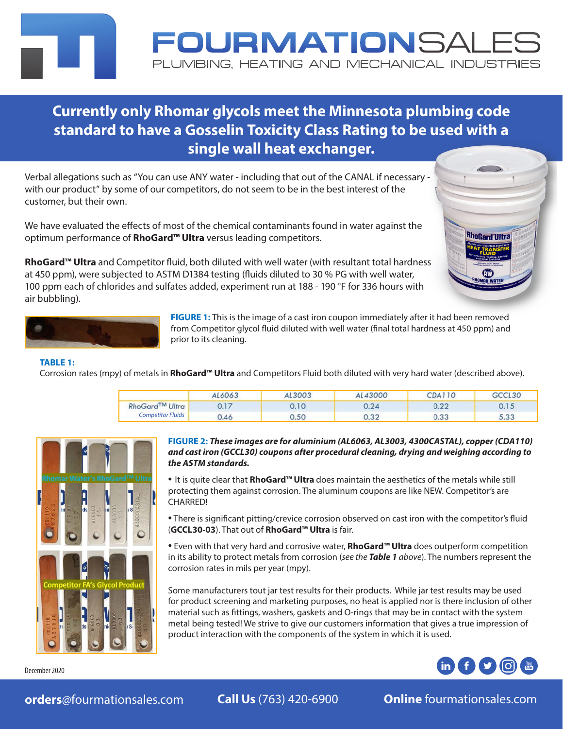# FOURMATIONSALES

PLUMBING, HEATING AND MECHANICAL INDUSTRIES

## Currently only Rhomar glycols meet the Minnesota plumbing code standard to have a Gosselin Toxicity Class Rating to be used with a single wall heat exchanger.

Verbal allegations such as "You can use ANY water - including that out of the CANAL if necessary - with our product" by some of our competitors, do not seem to be in the best interest of the customer, but their own.

We have evaluated the effects of most of the chemical contaminants found in water against the optimum performance of **RhoGard™ Ultra** versus leading competitors.

**RhoGard™ Ultra** and Competitor fluid, both diluted with well water (with resultant total hardness at 450 ppm), were subjected to ASTM D1384 testing (fluids diluted to 30 % PG with well water, 100 ppm each of chlorides and sulfates added, experiment run at 188 - 190 °F for 336 hours with air bubbling).

**FIGURE 1:** This is the image of a cast iron coupon immediately after it had been removed from Competitor glycol fluid diluted with well water (final total hardness at 450 ppm) and prior to its cleaning.

**TABLE 1:**
Corrosion rates (mpy) of metals in **RhoGard™ Ultra** and Competitors Fluid both diluted with very hard water (described above).

| | AL6063 | AL3003 | AL43000 | CDA110 | GCCL30 |
|---|---|---|---|---|---|
| RhoGard™ Ultra | 0.17 | 0.10 | 0.24 | 0.22 | 0.15 |
| Competitor Fluids | 0.46 | 0.50 | 0.32 | 0.33 | 5.33 |

Rhomar Water's RhoGard™ Ultra

Competitor FA's Glycol Product

**FIGURE 2:** ***These images are for aluminium (AL6063, AL3003, 4300CASTAL), copper (CDA110) and cast iron (GCCL30) coupons after procedural cleaning, drying and weighing according to the ASTM standards.***

- It is quite clear that **RhoGard™ Ultra** does maintain the aesthetics of the metals while still protecting them against corrosion. The aluminum coupons are like NEW. Competitor's are CHARRED!
- There is significant pitting/crevice corrosion observed on cast iron with the competitor's fluid (**GCCL30-03**). That out of **RhoGard™ Ultra** is fair.
- Even with that very hard and corrosive water, **RhoGard™ Ultra** does outperform competition in its ability to protect metals from corrosion (*see the **Table 1** above*). The numbers represent the corrosion rates in mils per year (mpy).

Some manufacturers tout jar test results for their products. While jar test results may be used for product screening and marketing purposes, no heat is applied nor is there inclusion of other material such as fittings, washers, gaskets and O-rings that may be in contact with the system metal being tested! We strive to give our customers information that gives a true impression of product interaction with the components of the system in which it is used.

December 2020

**orders**@fourmationsales.com **Call Us** (763) 420-6900 **Online** fourmationsales.com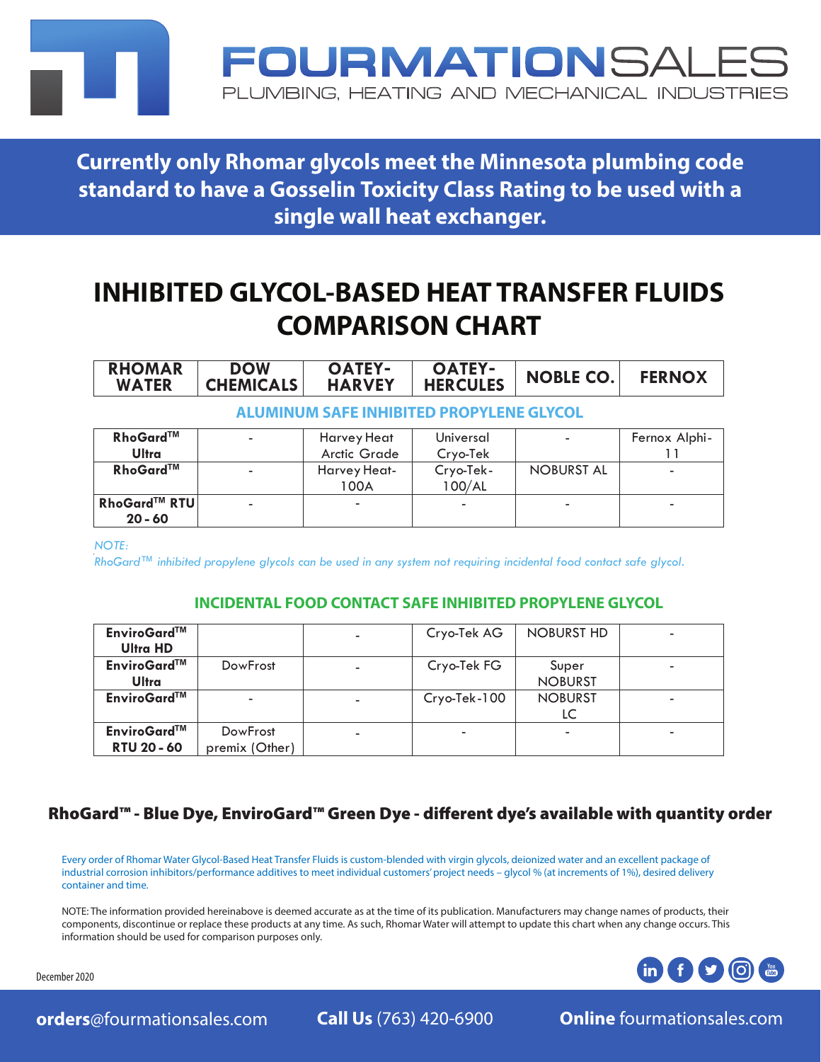# FOURMATIONSALES

PLUMBING, HEATING AND MECHANICAL INDUSTRIES

**Currently only Rhomar glycols meet the Minnesota plumbing code standard to have a Gosselin Toxicity Class Rating to be used with a single wall heat exchanger.**

# INHIBITED GLYCOL-BASED HEAT TRANSFER FLUIDS COMPARISON CHART

| RHOMAR WATER | DOW CHEMICALS | OATEY-HARVEY | OATEY-HERCULES | NOBLE CO. | FERNOX |
|---|---|---|---|---|---|
| **ALUMINUM SAFE INHIBITED PROPYLENE GLYCOL** | | | | | |
| **RhoGard™ Ultra** | - | Harvey Heat Arctic Grade | Universal Cryo-Tek | - | Fernox Alphi-11 |
| **RhoGard™** | - | Harvey Heat-100A | Cryo-Tek-100/AL | NOBURST AL | - |
| **RhoGard™ RTU 20 - 60** | - | - | - | - | - |

*NOTE:*
*RhoGard™ inhibited propylene glycols can be used in any system not requiring incidental food contact safe glycol.*

## INCIDENTAL FOOD CONTACT SAFE INHIBITED PROPYLENE GLYCOL

| RHOMAR WATER | DOW CHEMICALS | OATEY-HARVEY | OATEY-HERCULES | NOBLE CO. | FERNOX |
|---|---|---|---|---|---|
| **EnviroGard™ Ultra HD** | | - | Cryo-Tek AG | NOBURST HD | - |
| **EnviroGard™ Ultra** | DowFrost | - | Cryo-Tek FG | Super NOBURST | - |
| **EnviroGard™** | - | - | Cryo-Tek-100 | NOBURST LC | - |
| **EnviroGard™ RTU 20 - 60** | DowFrost premix (Other) | - | - | - | - |

**RhoGard™ - Blue Dye, EnviroGard™ Green Dye - different dye's available with quantity order**

Every order of Rhomar Water Glycol-Based Heat Transfer Fluids is custom-blended with virgin glycols, deionized water and an excellent package of industrial corrosion inhibitors/performance additives to meet individual customers' project needs – glycol % (at increments of 1%), desired delivery container and time.

NOTE: The information provided hereinabove is deemed accurate as at the time of its publication. Manufacturers may change names of products, their components, discontinue or replace these products at any time. As such, Rhomar Water will attempt to update this chart when any change occurs. This information should be used for comparison purposes only.

December 2020

**orders**@fourmationsales.com **Call Us** (763) 420-6900 **Online** fourmationsales.com